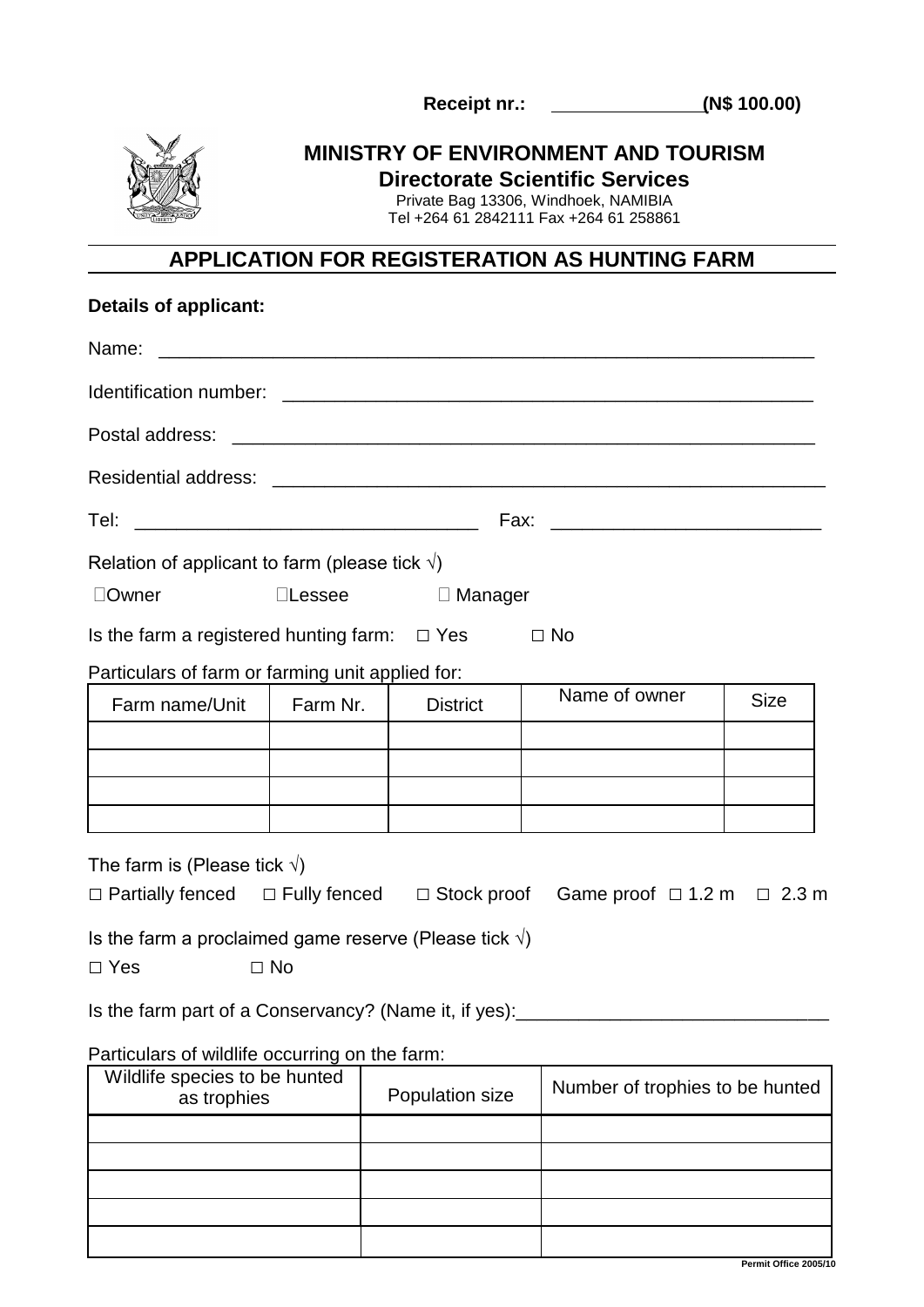**Receipt nr.:** \_\_\_\_\_\_\_\_\_\_\_\_\_\_\_ **(N$ 100.00)**

## MINISTRY OF ENVIRONMENT AND TOURISM

**Directorate Scientific Services**

Private Bag 13306, Windhoek, NAMIBIA
Tel +264 61 2842111 Fax +264 61 258861

# APPLICATION FOR REGISTERATION AS HUNTING FARM

**Details of applicant:**

Name: \_\_\_\_\_\_\_\_\_\_\_\_\_\_\_\_\_\_\_\_\_\_\_\_\_\_\_\_\_\_\_\_\_\_\_\_\_\_\_\_\_\_\_\_\_\_\_\_\_\_\_\_\_\_\_\_\_\_\_\_\_\_

Identification number: \_\_\_\_\_\_\_\_\_\_\_\_\_\_\_\_\_\_\_\_\_\_\_\_\_\_\_\_\_\_\_\_\_\_\_\_\_\_\_\_\_\_\_\_\_\_\_\_\_\_

Postal address: \_\_\_\_\_\_\_\_\_\_\_\_\_\_\_\_\_\_\_\_\_\_\_\_\_\_\_\_\_\_\_\_\_\_\_\_\_\_\_\_\_\_\_\_\_\_\_\_\_\_\_\_\_\_\_\_

Residential address: \_\_\_\_\_\_\_\_\_\_\_\_\_\_\_\_\_\_\_\_\_\_\_\_\_\_\_\_\_\_\_\_\_\_\_\_\_\_\_\_\_\_\_\_\_\_\_\_\_\_\_\_\_

Tel: \_\_\_\_\_\_\_\_\_\_\_\_\_\_\_\_\_\_\_\_\_\_\_\_\_\_\_\_\_\_\_\_\_\_ Fax: \_\_\_\_\_\_\_\_\_\_\_\_\_\_\_\_\_\_\_\_\_\_\_\_\_\_\_

Relation of applicant to farm (please tick √)

☐Owner ☐Lessee ☐ Manager

Is the farm a registered hunting farm: ☐ Yes ☐ No

Particulars of farm or farming unit applied for:

| Farm name/Unit | Farm Nr. | District | Name of owner | Size |
|---|---|---|---|---|
| | | | | |
| | | | | |
| | | | | |
| | | | | |

The farm is (Please tick √)

☐ Partially fenced ☐ Fully fenced ☐ Stock proof Game proof ☐ 1.2 m ☐ 2.3 m

Is the farm a proclaimed game reserve (Please tick √)

☐ Yes ☐ No

Is the farm part of a Conservancy? (Name it, if yes):\_\_\_\_\_\_\_\_\_\_\_\_\_\_\_\_\_\_\_\_\_\_\_\_\_\_\_\_\_\_

Particulars of wildlife occurring on the farm:

| Wildlife species to be hunted as trophies | Population size | Number of trophies to be hunted |
|---|---|---|
| | | |
| | | |
| | | |
| | | |
| | | |

Permit Office 2005/10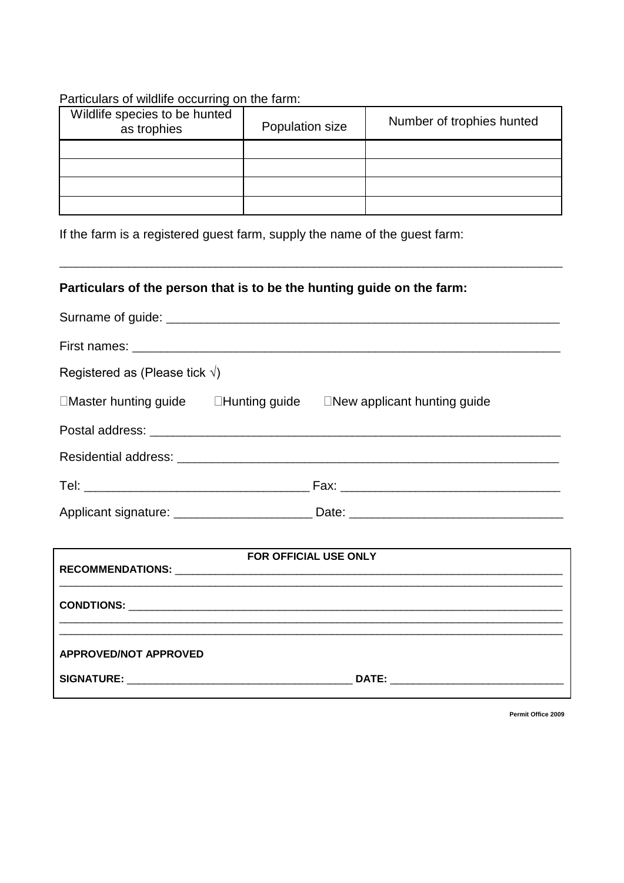Particulars of wildlife occurring on the farm:

| Wildlife species to be hunted as trophies | Population size | Number of trophies hunted |
|---|---|---|
| | | |
| | | |
| | | |
| | | |

If the farm is a registered guest farm, supply the name of the guest farm:

___________________________________________________________________________

**Particulars of the person that is to be the hunting guide on the farm:**

Surname of guide: ___________________________________________________________

First names: ________________________________________________________________

Registered as (Please tick √)

☐Master hunting guide ☐Hunting guide ☐New applicant hunting guide

Postal address: ______________________________________________________________

Residential address: __________________________________________________________

Tel: _________________________________ Fax: ________________________________

Applicant signature: ____________________ Date: _______________________________

**FOR OFFICIAL USE ONLY**

**RECOMMENDATIONS:** ___________________________________________________________
___________________________________________________________________________

**CONDTIONS:** ________________________________________________________________
___________________________________________________________________________
___________________________________________________________________________

**APPROVED/NOT APPROVED**

**SIGNATURE:** ____________________________________ **DATE:** ___________________________

**Permit Office 2009**